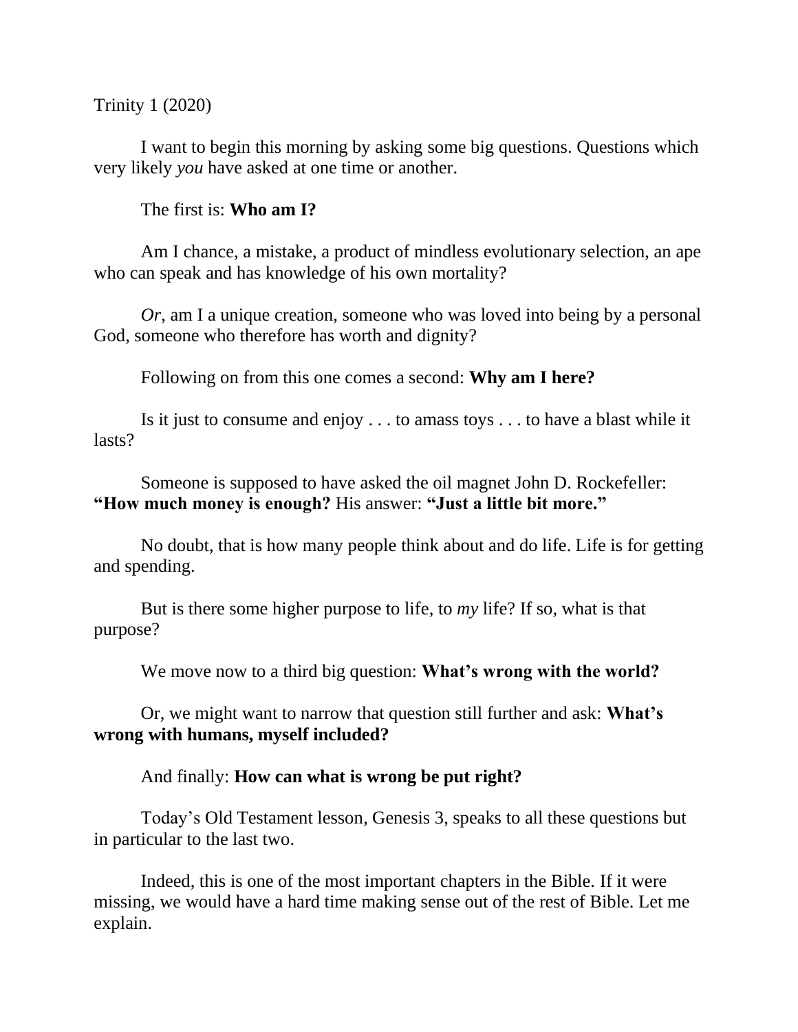Trinity 1 (2020)

I want to begin this morning by asking some big questions. Questions which very likely *you* have asked at one time or another.

The first is: **Who am I?**

Am I chance, a mistake, a product of mindless evolutionary selection, an ape who can speak and has knowledge of his own mortality?

*Or*, am I a unique creation, someone who was loved into being by a personal God, someone who therefore has worth and dignity?

Following on from this one comes a second: **Why am I here?**

Is it just to consume and enjoy . . . to amass toys . . . to have a blast while it lasts?

Someone is supposed to have asked the oil magnet John D. Rockefeller: **"How much money is enough?** His answer: **"Just a little bit more."**

No doubt, that is how many people think about and do life. Life is for getting and spending.

But is there some higher purpose to life, to *my* life? If so, what is that purpose?

We move now to a third big question: **What's wrong with the world?**

Or, we might want to narrow that question still further and ask: **What's wrong with humans, myself included?**

And finally: **How can what is wrong be put right?**

Today's Old Testament lesson, Genesis 3, speaks to all these questions but in particular to the last two.

Indeed, this is one of the most important chapters in the Bible. If it were missing, we would have a hard time making sense out of the rest of Bible. Let me explain.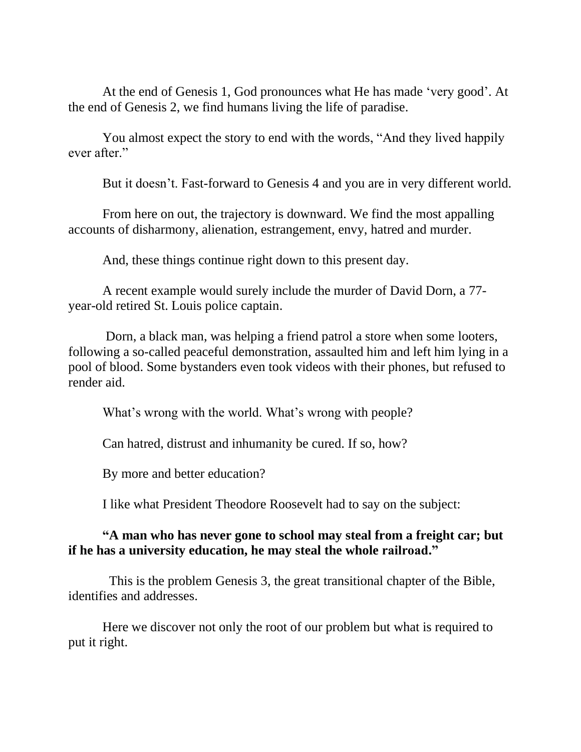At the end of Genesis 1, God pronounces what He has made 'very good'. At the end of Genesis 2, we find humans living the life of paradise.

You almost expect the story to end with the words, "And they lived happily ever after."

But it doesn't. Fast-forward to Genesis 4 and you are in very different world.

From here on out, the trajectory is downward. We find the most appalling accounts of disharmony, alienation, estrangement, envy, hatred and murder.

And, these things continue right down to this present day.

A recent example would surely include the murder of David Dorn, a 77-year-old retired St. Louis police captain.

Dorn, a black man, was helping a friend patrol a store when some looters, following a so-called peaceful demonstration, assaulted him and left him lying in a pool of blood. Some bystanders even took videos with their phones, but refused to render aid.

What's wrong with the world. What's wrong with people?

Can hatred, distrust and inhumanity be cured. If so, how?

By more and better education?

I like what President Theodore Roosevelt had to say on the subject:

**"A man who has never gone to school may steal from a freight car; but if he has a university education, he may steal the whole railroad."**

This is the problem Genesis 3, the great transitional chapter of the Bible, identifies and addresses.

Here we discover not only the root of our problem but what is required to put it right.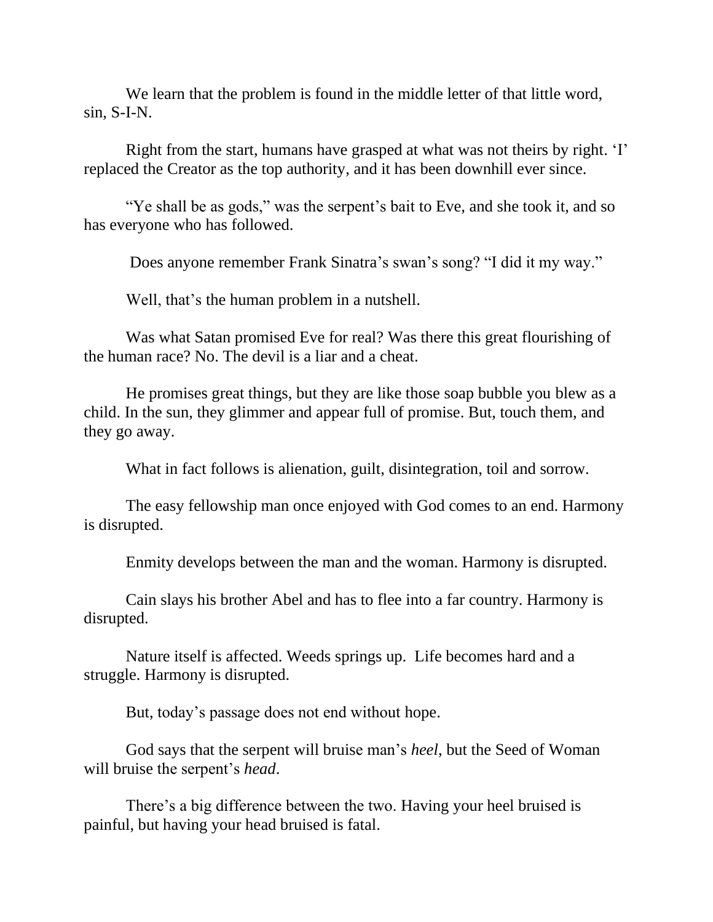We learn that the problem is found in the middle letter of that little word, sin, S-I-N.

Right from the start, humans have grasped at what was not theirs by right. 'I' replaced the Creator as the top authority, and it has been downhill ever since.

"Ye shall be as gods," was the serpent's bait to Eve, and she took it, and so has everyone who has followed.

Does anyone remember Frank Sinatra's swan's song? "I did it my way."

Well, that's the human problem in a nutshell.

Was what Satan promised Eve for real? Was there this great flourishing of the human race? No. The devil is a liar and a cheat.

He promises great things, but they are like those soap bubble you blew as a child. In the sun, they glimmer and appear full of promise. But, touch them, and they go away.

What in fact follows is alienation, guilt, disintegration, toil and sorrow.

The easy fellowship man once enjoyed with God comes to an end. Harmony is disrupted.

Enmity develops between the man and the woman. Harmony is disrupted.

Cain slays his brother Abel and has to flee into a far country. Harmony is disrupted.

Nature itself is affected. Weeds springs up. Life becomes hard and a struggle. Harmony is disrupted.

But, today's passage does not end without hope.

God says that the serpent will bruise man's *heel*, but the Seed of Woman will bruise the serpent's *head*.

There's a big difference between the two. Having your heel bruised is painful, but having your head bruised is fatal.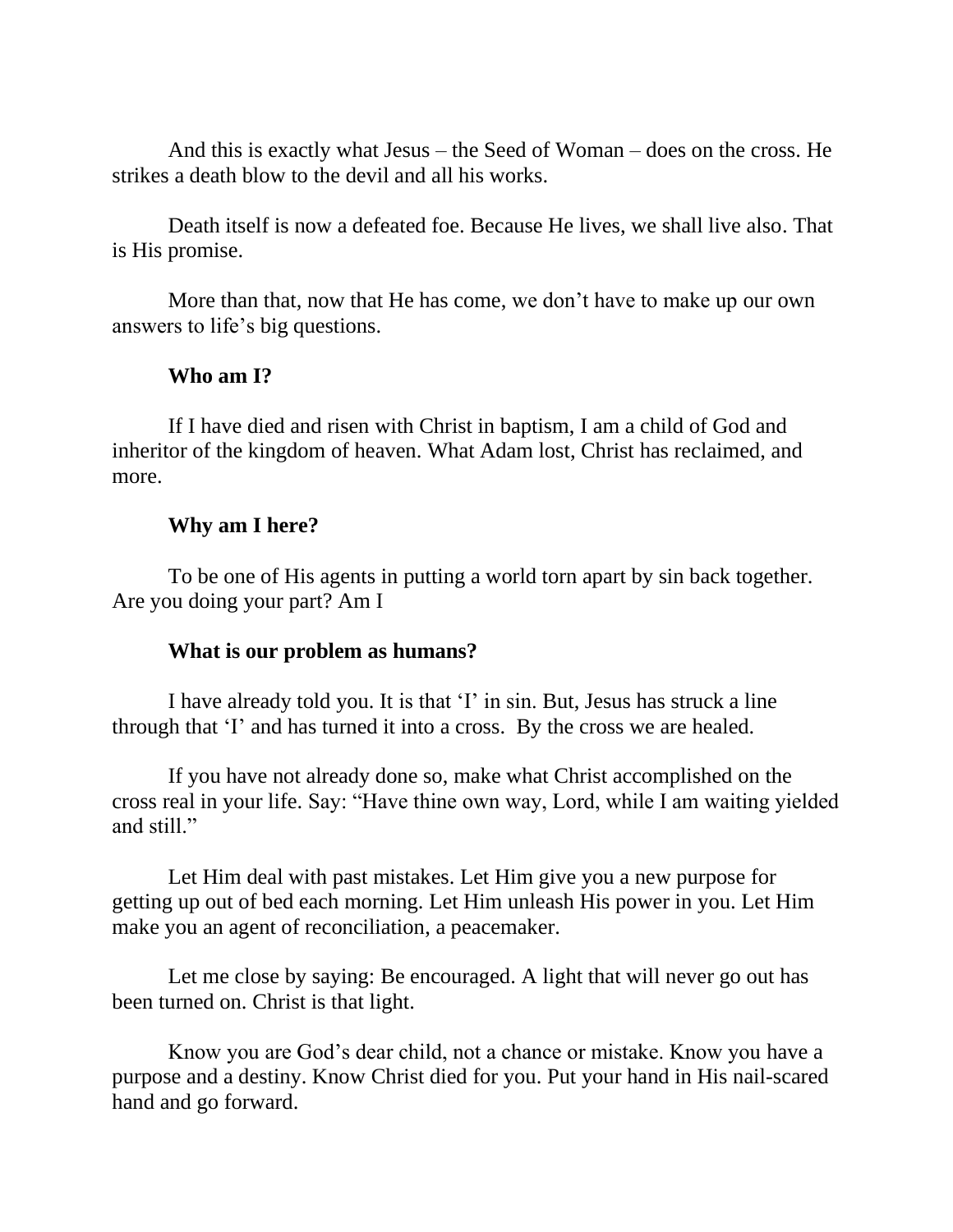And this is exactly what Jesus – the Seed of Woman – does on the cross. He strikes a death blow to the devil and all his works.

Death itself is now a defeated foe. Because He lives, we shall live also. That is His promise.

More than that, now that He has come, we don't have to make up our own answers to life's big questions.

**Who am I?**

If I have died and risen with Christ in baptism, I am a child of God and inheritor of the kingdom of heaven. What Adam lost, Christ has reclaimed, and more.

**Why am I here?**

To be one of His agents in putting a world torn apart by sin back together. Are you doing your part? Am I

**What is our problem as humans?**

I have already told you. It is that 'I' in sin. But, Jesus has struck a line through that 'I' and has turned it into a cross. By the cross we are healed.

If you have not already done so, make what Christ accomplished on the cross real in your life. Say: "Have thine own way, Lord, while I am waiting yielded and still."

Let Him deal with past mistakes. Let Him give you a new purpose for getting up out of bed each morning. Let Him unleash His power in you. Let Him make you an agent of reconciliation, a peacemaker.

Let me close by saying: Be encouraged. A light that will never go out has been turned on. Christ is that light.

Know you are God's dear child, not a chance or mistake. Know you have a purpose and a destiny. Know Christ died for you. Put your hand in His nail-scared hand and go forward.